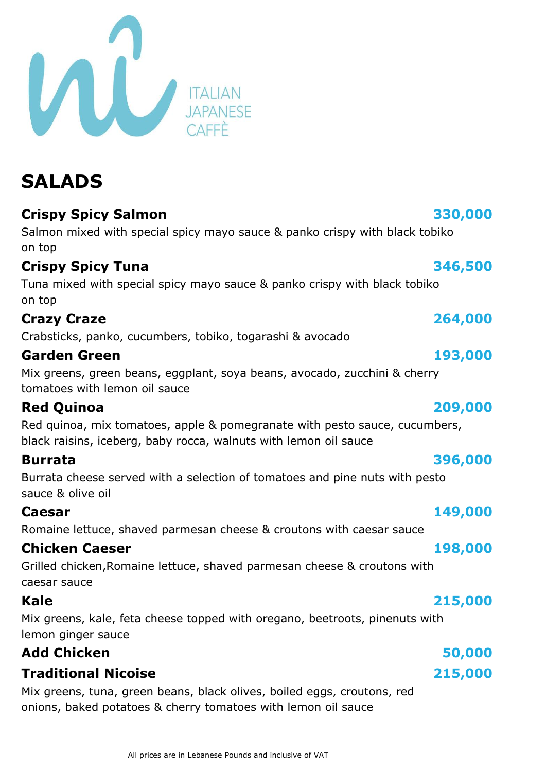ITALIAN
JAPANESE
CAFFÈ

# SALADS

**Crispy Spicy Salmon** **330,000**

Salmon mixed with special spicy mayo sauce & panko crispy with black tobiko on top

**Crispy Spicy Tuna** **346,500**

Tuna mixed with special spicy mayo sauce & panko crispy with black tobiko on top

**Crazy Craze** **264,000**

Crabsticks, panko, cucumbers, tobiko, togarashi & avocado

**Garden Green** **193,000**

Mix greens, green beans, eggplant, soya beans, avocado, zucchini & cherry tomatoes with lemon oil sauce

**Red Quinoa** **209,000**

Red quinoa, mix tomatoes, apple & pomegranate with pesto sauce, cucumbers, black raisins, iceberg, baby rocca, walnuts with lemon oil sauce

**Burrata** **396,000**

Burrata cheese served with a selection of tomatoes and pine nuts with pesto sauce & olive oil

**Caesar** **149,000**

Romaine lettuce, shaved parmesan cheese & croutons with caesar sauce

**Chicken Caeser** **198,000**

Grilled chicken,Romaine lettuce, shaved parmesan cheese & croutons with caesar sauce

**Kale** **215,000**

Mix greens, kale, feta cheese topped with oregano, beetroots, pinenuts with lemon ginger sauce

**Add Chicken** **50,000**

**Traditional Nicoise** **215,000**

Mix greens, tuna, green beans, black olives, boiled eggs, croutons, red onions, baked potatoes & cherry tomatoes with lemon oil sauce

All prices are in Lebanese Pounds and inclusive of VAT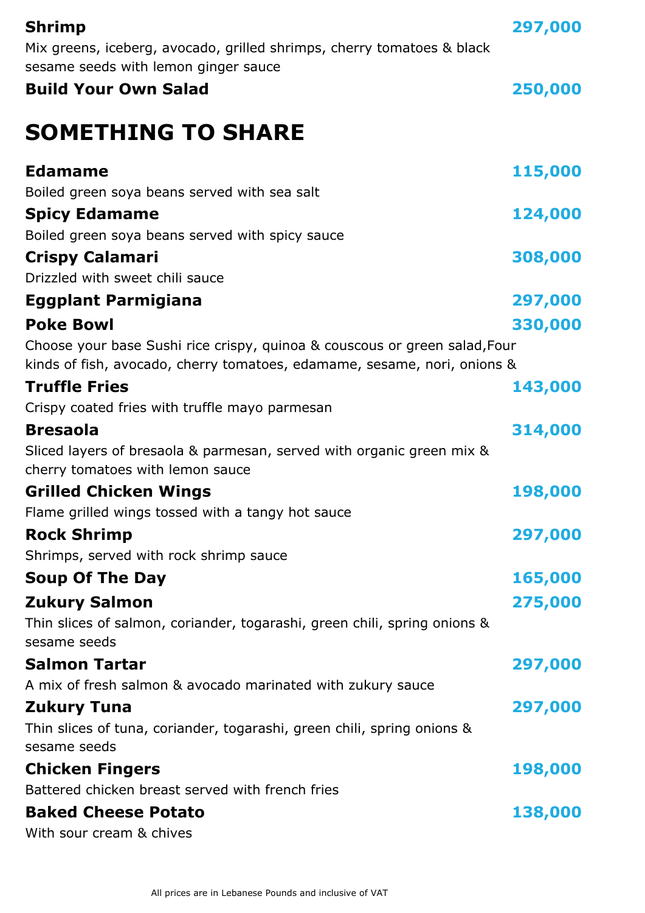**Shrimp** **297,000**

Mix greens, iceberg, avocado, grilled shrimps, cherry tomatoes & black sesame seeds with lemon ginger sauce

**Build Your Own Salad** **250,000**

# SOMETHING TO SHARE

**Edamame** **115,000**

Boiled green soya beans served with sea salt

**Spicy Edamame** **124,000**

Boiled green soya beans served with spicy sauce

**Crispy Calamari** **308,000**

Drizzled with sweet chili sauce

**Eggplant Parmigiana** **297,000**

**Poke Bowl** **330,000**

Choose your base Sushi rice crispy, quinoa & couscous or green salad,Four kinds of fish, avocado, cherry tomatoes, edamame, sesame, nori, onions &

**Truffle Fries** **143,000**

Crispy coated fries with truffle mayo parmesan

**Bresaola** **314,000**

Sliced layers of bresaola & parmesan, served with organic green mix & cherry tomatoes with lemon sauce

**Grilled Chicken Wings** **198,000**

Flame grilled wings tossed with a tangy hot sauce

**Rock Shrimp** **297,000**

Shrimps, served with rock shrimp sauce

**Soup Of The Day** **165,000**

**Zukury Salmon** **275,000**

Thin slices of salmon, coriander, togarashi, green chili, spring onions & sesame seeds

**Salmon Tartar** **297,000**

A mix of fresh salmon & avocado marinated with zukury sauce

**Zukury Tuna** **297,000**

Thin slices of tuna, coriander, togarashi, green chili, spring onions & sesame seeds

**Chicken Fingers** **198,000**

Battered chicken breast served with french fries

**Baked Cheese Potato** **138,000**

With sour cream & chives

All prices are in Lebanese Pounds and inclusive of VAT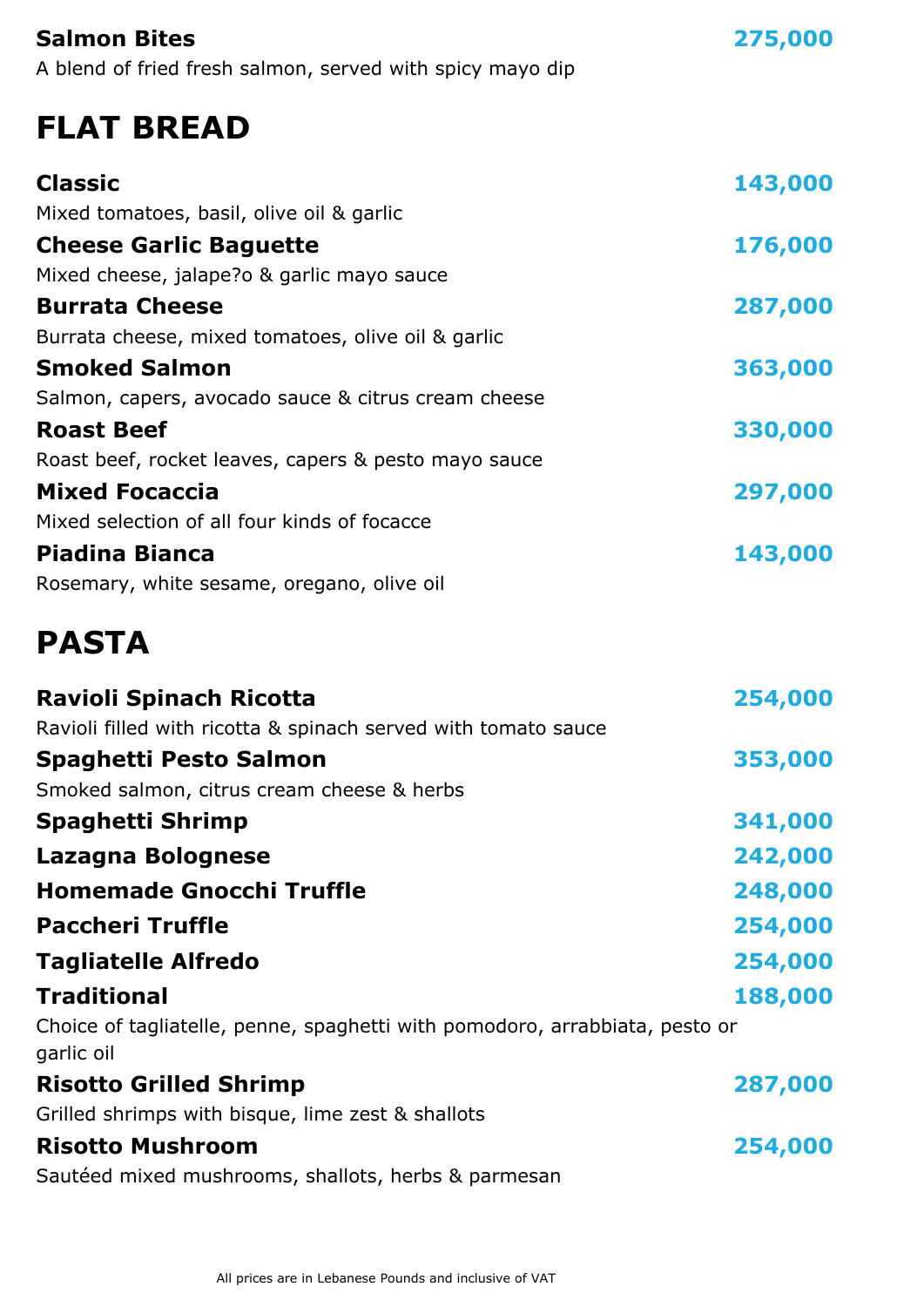**Salmon Bites** 275,000
A blend of fried fresh salmon, served with spicy mayo dip

# FLAT BREAD

**Classic** 143,000
Mixed tomatoes, basil, olive oil & garlic

**Cheese Garlic Baguette** 176,000
Mixed cheese, jalape?o & garlic mayo sauce

**Burrata Cheese** 287,000
Burrata cheese, mixed tomatoes, olive oil & garlic

**Smoked Salmon** 363,000
Salmon, capers, avocado sauce & citrus cream cheese

**Roast Beef** 330,000
Roast beef, rocket leaves, capers & pesto mayo sauce

**Mixed Focaccia** 297,000
Mixed selection of all four kinds of focacce

**Piadina Bianca** 143,000
Rosemary, white sesame, oregano, olive oil

# PASTA

**Ravioli Spinach Ricotta** 254,000
Ravioli filled with ricotta & spinach served with tomato sauce

**Spaghetti Pesto Salmon** 353,000
Smoked salmon, citrus cream cheese & herbs

**Spaghetti Shrimp** 341,000

**Lazagna Bolognese** 242,000

**Homemade Gnocchi Truffle** 248,000

**Paccheri Truffle** 254,000

**Tagliatelle Alfredo** 254,000

**Traditional** 188,000
Choice of tagliatelle, penne, spaghetti with pomodoro, arrabbiata, pesto or garlic oil

**Risotto Grilled Shrimp** 287,000
Grilled shrimps with bisque, lime zest & shallots

**Risotto Mushroom** 254,000
Sautéed mixed mushrooms, shallots, herbs & parmesan

All prices are in Lebanese Pounds and inclusive of VAT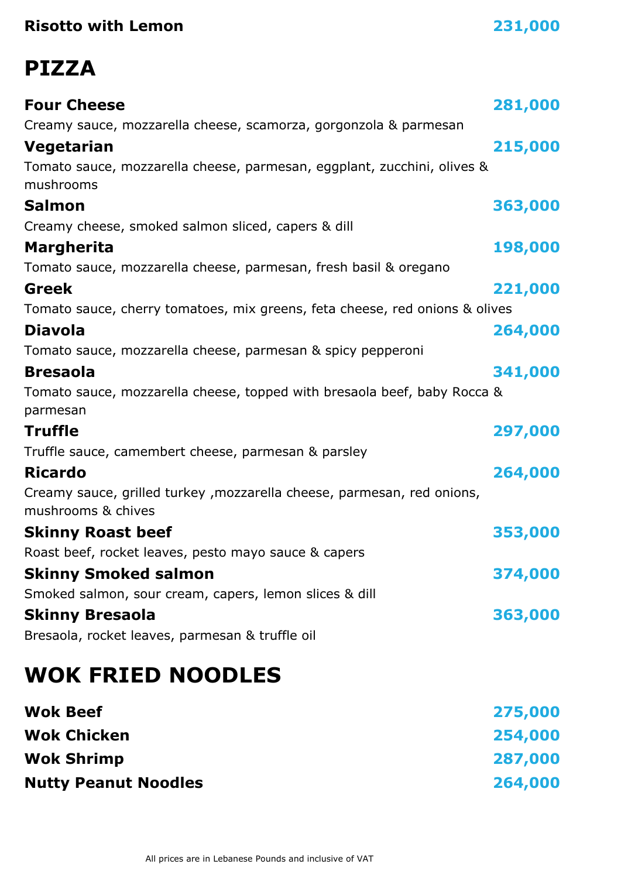**Risotto with Lemon** **231,000**

# PIZZA

**Four Cheese** **281,000**
Creamy sauce, mozzarella cheese, scamorza, gorgonzola & parmesan

**Vegetarian** **215,000**
Tomato sauce, mozzarella cheese, parmesan, eggplant, zucchini, olives & mushrooms

**Salmon** **363,000**
Creamy cheese, smoked salmon sliced, capers & dill

**Margherita** **198,000**
Tomato sauce, mozzarella cheese, parmesan, fresh basil & oregano

**Greek** **221,000**
Tomato sauce, cherry tomatoes, mix greens, feta cheese, red onions & olives

**Diavola** **264,000**
Tomato sauce, mozzarella cheese, parmesan & spicy pepperoni

**Bresaola** **341,000**
Tomato sauce, mozzarella cheese, topped with bresaola beef, baby Rocca & parmesan

**Truffle** **297,000**
Truffle sauce, camembert cheese, parmesan & parsley

**Ricardo** **264,000**
Creamy sauce, grilled turkey ,mozzarella cheese, parmesan, red onions, mushrooms & chives

**Skinny Roast beef** **353,000**
Roast beef, rocket leaves, pesto mayo sauce & capers

**Skinny Smoked salmon** **374,000**
Smoked salmon, sour cream, capers, lemon slices & dill

**Skinny Bresaola** **363,000**
Bresaola, rocket leaves, parmesan & truffle oil

# WOK FRIED NOODLES

**Wok Beef** **275,000**

**Wok Chicken** **254,000**

**Wok Shrimp** **287,000**

**Nutty Peanut Noodles** **264,000**

All prices are in Lebanese Pounds and inclusive of VAT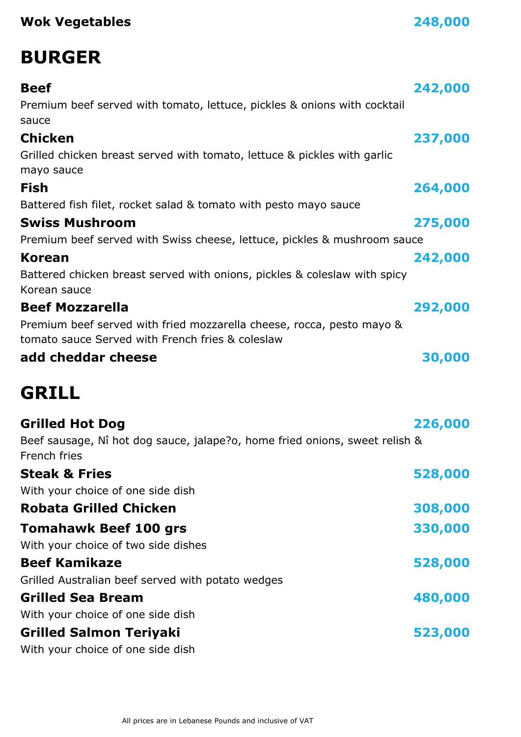**Wok Vegetables** **248,000**

# BURGER

**Beef** **242,000**

Premium beef served with tomato, lettuce, pickles & onions with cocktail sauce

**Chicken** **237,000**

Grilled chicken breast served with tomato, lettuce & pickles with garlic mayo sauce

**Fish** **264,000**

Battered fish filet, rocket salad & tomato with pesto mayo sauce

**Swiss Mushroom** **275,000**

Premium beef served with Swiss cheese, lettuce, pickles & mushroom sauce

**Korean** **242,000**

Battered chicken breast served with onions, pickles & coleslaw with spicy Korean sauce

**Beef Mozzarella** **292,000**

Premium beef served with fried mozzarella cheese, rocca, pesto mayo & tomato sauce Served with French fries & coleslaw

**add cheddar cheese** **30,000**

# GRILL

**Grilled Hot Dog** **226,000**

Beef sausage, Nî hot dog sauce, jalape?o, home fried onions, sweet relish & French fries

**Steak & Fries** **528,000**

With your choice of one side dish

**Robata Grilled Chicken** **308,000**

**Tomahawk Beef 100 grs** **330,000**

With your choice of two side dishes

**Beef Kamikaze** **528,000**

Grilled Australian beef served with potato wedges

**Grilled Sea Bream** **480,000**

With your choice of one side dish

**Grilled Salmon Teriyaki** **523,000**

With your choice of one side dish

All prices are in Lebanese Pounds and inclusive of VAT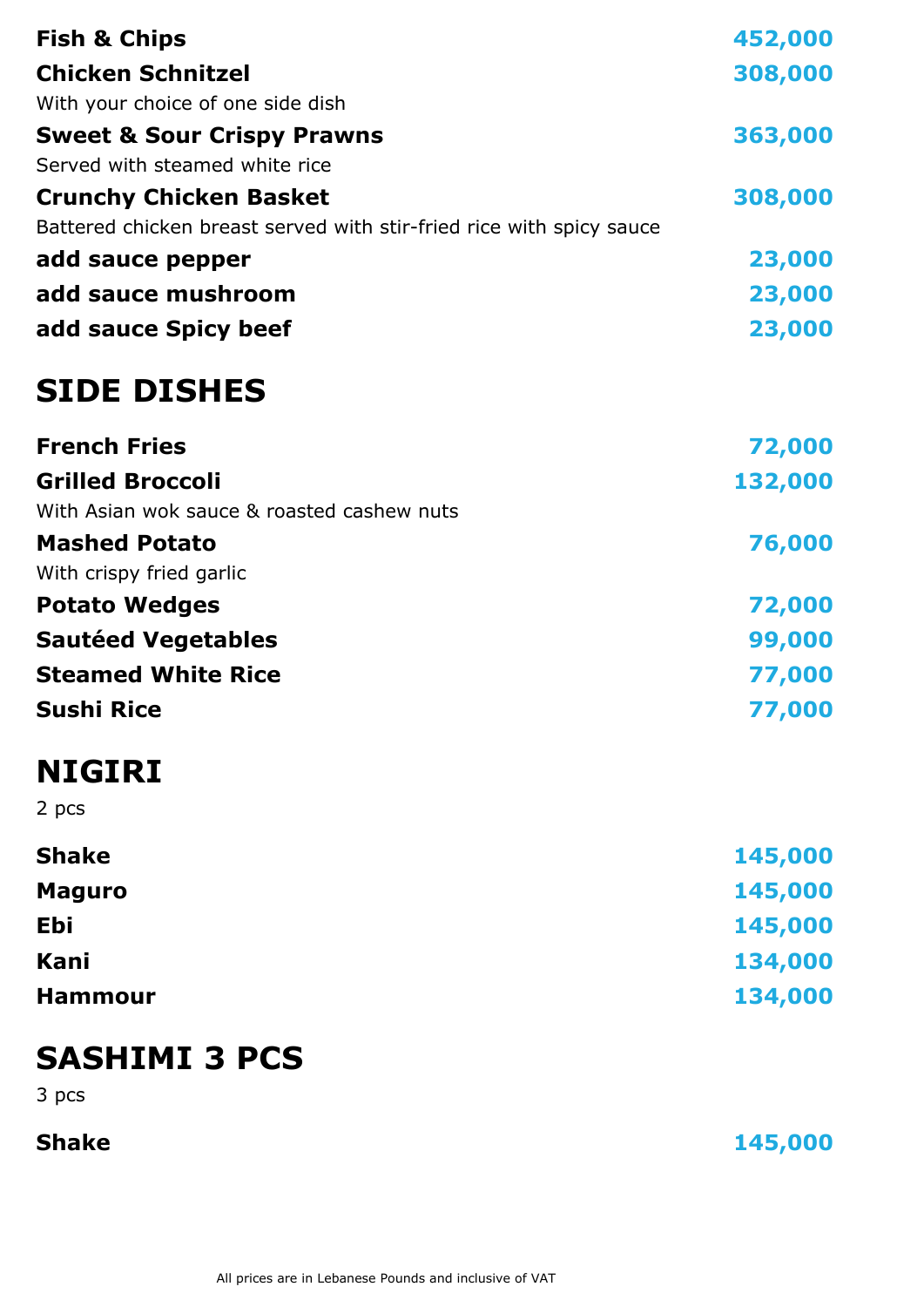**Fish & Chips** 452,000

**Chicken Schnitzel** 308,000

With your choice of one side dish

**Sweet & Sour Crispy Prawns** 363,000

Served with steamed white rice

**Crunchy Chicken Basket** 308,000

Battered chicken breast served with stir-fried rice with spicy sauce

**add sauce pepper** 23,000

**add sauce mushroom** 23,000

**add sauce Spicy beef** 23,000

# SIDE DISHES

**French Fries** 72,000

**Grilled Broccoli** 132,000

With Asian wok sauce & roasted cashew nuts

**Mashed Potato** 76,000

With crispy fried garlic

**Potato Wedges** 72,000

**Sautéed Vegetables** 99,000

**Steamed White Rice** 77,000

**Sushi Rice** 77,000

# NIGIRI

2 pcs

**Shake** 145,000

**Maguro** 145,000

**Ebi** 145,000

**Kani** 134,000

**Hammour** 134,000

# SASHIMI 3 PCS

3 pcs

**Shake** 145,000

All prices are in Lebanese Pounds and inclusive of VAT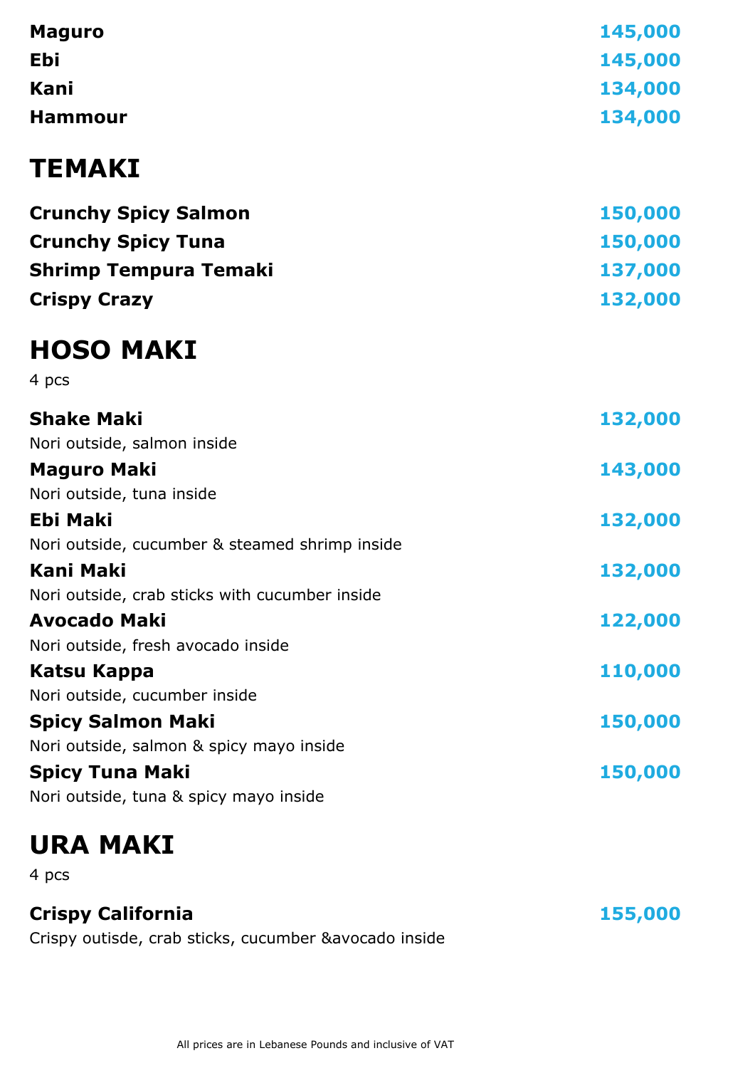**Maguro** 145,000

**Ebi** 145,000

**Kani** 134,000

**Hammour** 134,000

# TEMAKI

**Crunchy Spicy Salmon** 150,000

**Crunchy Spicy Tuna** 150,000

**Shrimp Tempura Temaki** 137,000

**Crispy Crazy** 132,000

# HOSO MAKI

4 pcs

**Shake Maki** 132,000
Nori outside, salmon inside

**Maguro Maki** 143,000
Nori outside, tuna inside

**Ebi Maki** 132,000
Nori outside, cucumber & steamed shrimp inside

**Kani Maki** 132,000
Nori outside, crab sticks with cucumber inside

**Avocado Maki** 122,000
Nori outside, fresh avocado inside

**Katsu Kappa** 110,000
Nori outside, cucumber inside

**Spicy Salmon Maki** 150,000
Nori outside, salmon & spicy mayo inside

**Spicy Tuna Maki** 150,000
Nori outside, tuna & spicy mayo inside

# URA MAKI

4 pcs

**Crispy California** 155,000
Crispy outisde, crab sticks, cucumber &avocado inside

All prices are in Lebanese Pounds and inclusive of VAT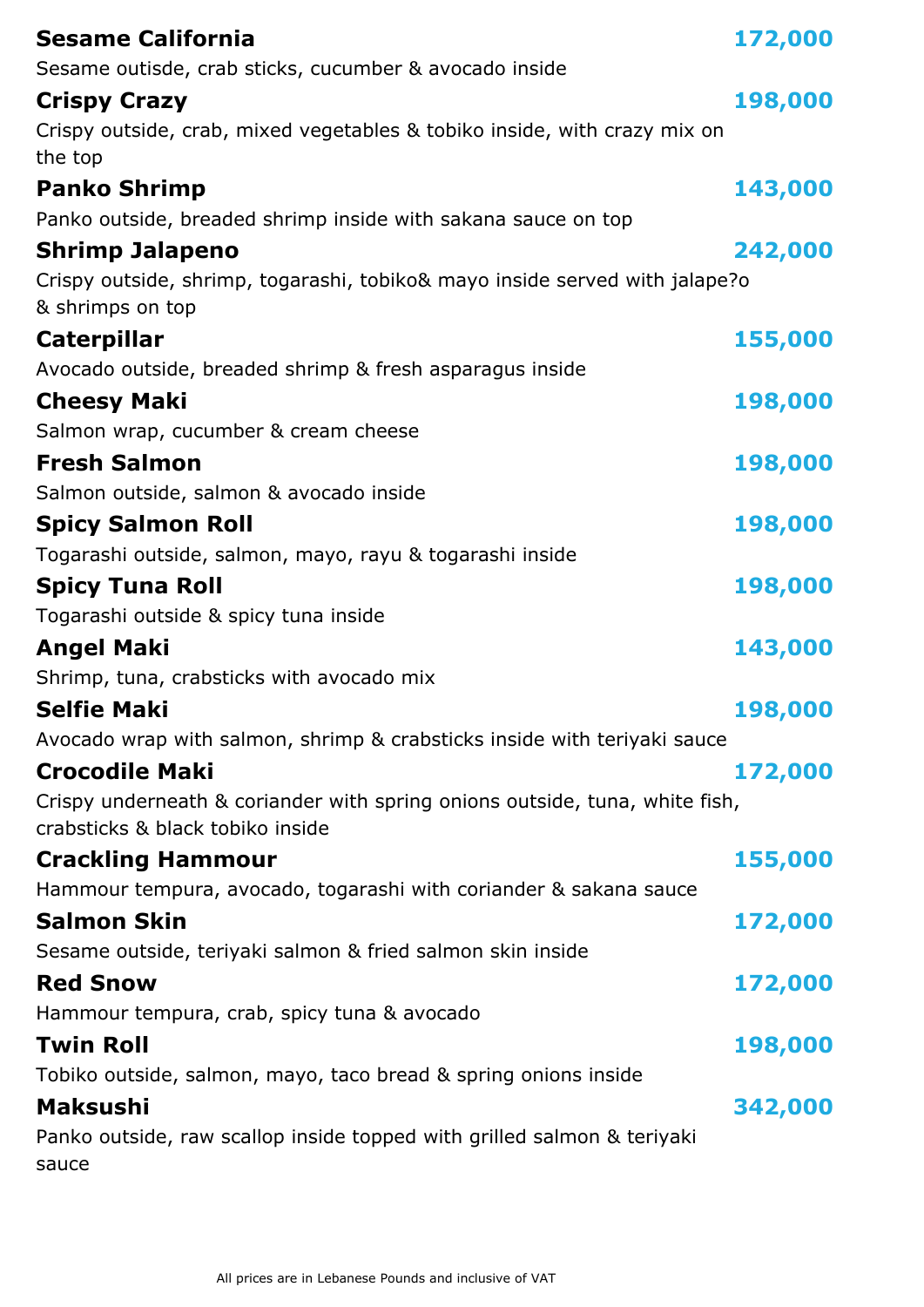**Sesame California** 172,000
Sesame outisde, crab sticks, cucumber & avocado inside

**Crispy Crazy** 198,000
Crispy outside, crab, mixed vegetables & tobiko inside, with crazy mix on the top

**Panko Shrimp** 143,000
Panko outside, breaded shrimp inside with sakana sauce on top

**Shrimp Jalapeno** 242,000
Crispy outside, shrimp, togarashi, tobiko& mayo inside served with jalape?o & shrimps on top

**Caterpillar** 155,000
Avocado outside, breaded shrimp & fresh asparagus inside

**Cheesy Maki** 198,000
Salmon wrap, cucumber & cream cheese

**Fresh Salmon** 198,000
Salmon outside, salmon & avocado inside

**Spicy Salmon Roll** 198,000
Togarashi outside, salmon, mayo, rayu & togarashi inside

**Spicy Tuna Roll** 198,000
Togarashi outside & spicy tuna inside

**Angel Maki** 143,000
Shrimp, tuna, crabsticks with avocado mix

**Selfie Maki** 198,000
Avocado wrap with salmon, shrimp & crabsticks inside with teriyaki sauce

**Crocodile Maki** 172,000
Crispy underneath & coriander with spring onions outside, tuna, white fish, crabsticks & black tobiko inside

**Crackling Hammour** 155,000
Hammour tempura, avocado, togarashi with coriander & sakana sauce

**Salmon Skin** 172,000
Sesame outside, teriyaki salmon & fried salmon skin inside

**Red Snow** 172,000
Hammour tempura, crab, spicy tuna & avocado

**Twin Roll** 198,000
Tobiko outside, salmon, mayo, taco bread & spring onions inside

**Maksushi** 342,000
Panko outside, raw scallop inside topped with grilled salmon & teriyaki sauce

All prices are in Lebanese Pounds and inclusive of VAT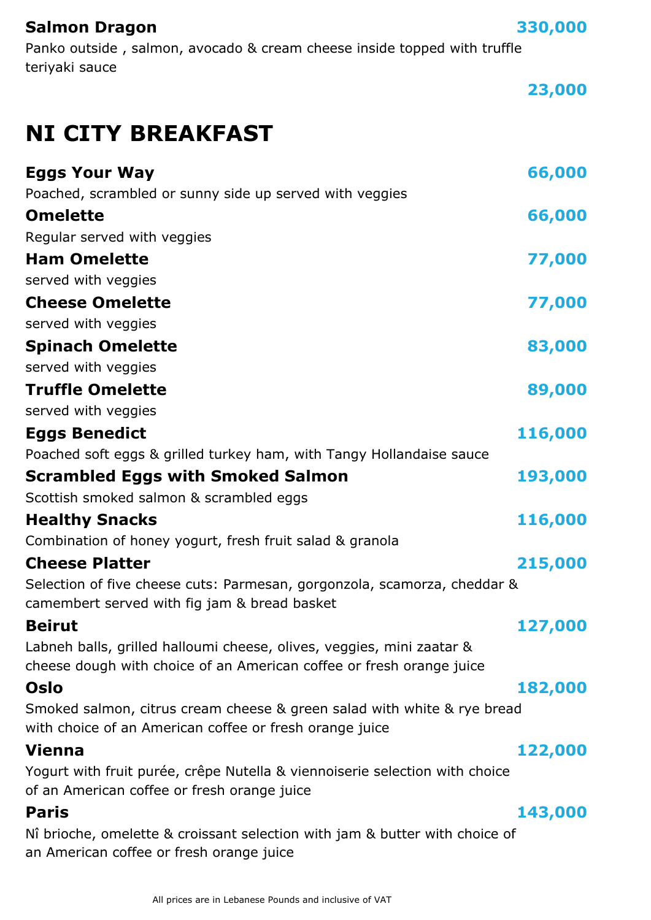**Salmon Dragon** **330,000**

Panko outside , salmon, avocado & cream cheese inside topped with truffle teriyaki sauce

**23,000**

# NI CITY BREAKFAST

**Eggs Your Way** **66,000**

Poached, scrambled or sunny side up served with veggies

**Omelette** **66,000**

Regular served with veggies

**Ham Omelette** **77,000**

served with veggies

**Cheese Omelette** **77,000**

served with veggies

**Spinach Omelette** **83,000**

served with veggies

**Truffle Omelette** **89,000**

served with veggies

**Eggs Benedict** **116,000**

Poached soft eggs & grilled turkey ham, with Tangy Hollandaise sauce

**Scrambled Eggs with Smoked Salmon** **193,000**

Scottish smoked salmon & scrambled eggs

**Healthy Snacks** **116,000**

Combination of honey yogurt, fresh fruit salad & granola

**Cheese Platter** **215,000**

Selection of five cheese cuts: Parmesan, gorgonzola, scamorza, cheddar & camembert served with fig jam & bread basket

**Beirut** **127,000**

Labneh balls, grilled halloumi cheese, olives, veggies, mini zaatar & cheese dough with choice of an American coffee or fresh orange juice

**Oslo** **182,000**

Smoked salmon, citrus cream cheese & green salad with white & rye bread with choice of an American coffee or fresh orange juice

**Vienna** **122,000**

Yogurt with fruit purée, crêpe Nutella & viennoiserie selection with choice of an American coffee or fresh orange juice

**Paris** **143,000**

Nî brioche, omelette & croissant selection with jam & butter with choice of an American coffee or fresh orange juice

All prices are in Lebanese Pounds and inclusive of VAT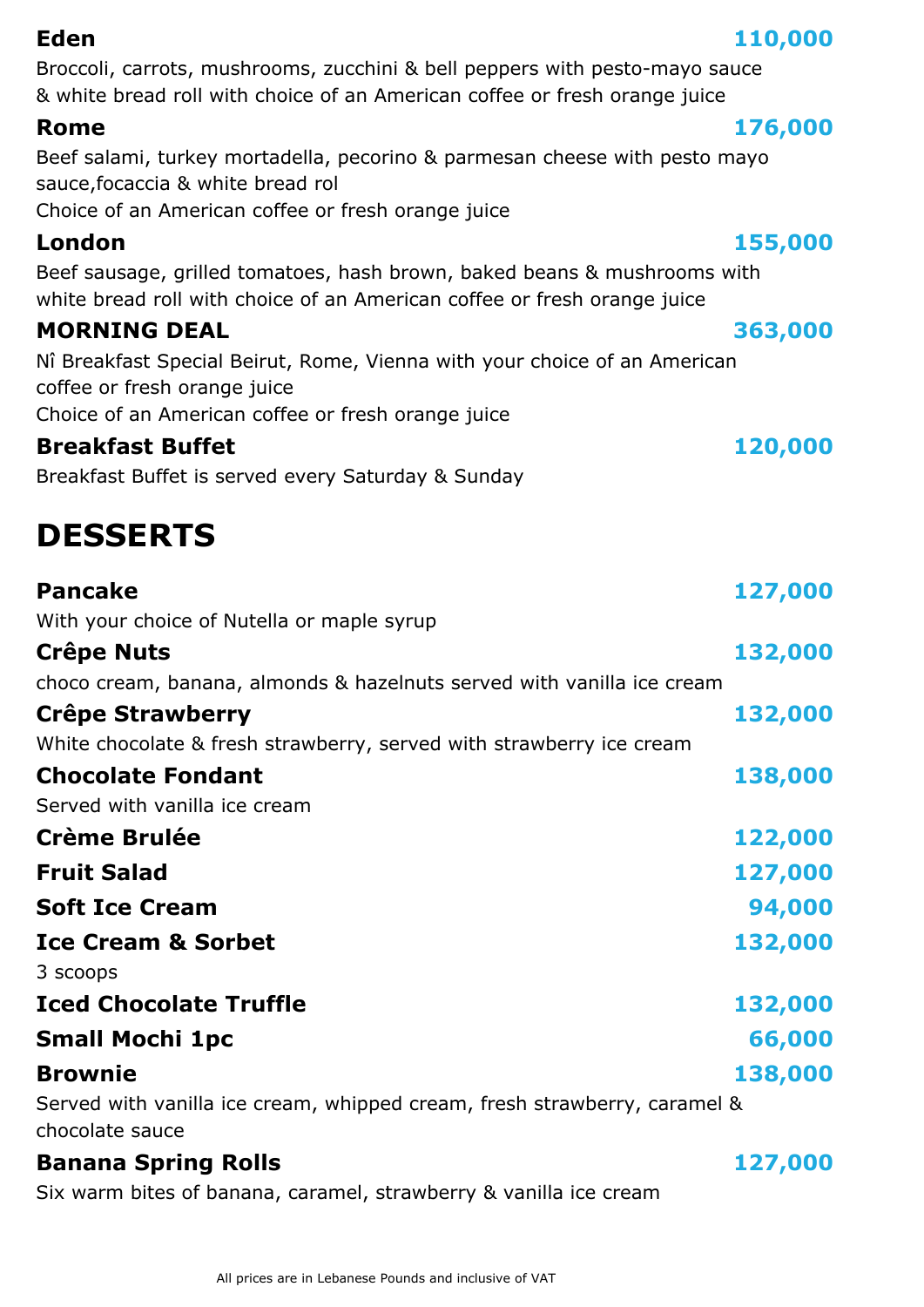**Eden** **110,000**

Broccoli, carrots, mushrooms, zucchini & bell peppers with pesto-mayo sauce & white bread roll with choice of an American coffee or fresh orange juice

**Rome** **176,000**

Beef salami, turkey mortadella, pecorino & parmesan cheese with pesto mayo sauce,focaccia & white bread rol
Choice of an American coffee or fresh orange juice

**London** **155,000**

Beef sausage, grilled tomatoes, hash brown, baked beans & mushrooms with white bread roll with choice of an American coffee or fresh orange juice

**MORNING DEAL** **363,000**

Nî Breakfast Special Beirut, Rome, Vienna with your choice of an American coffee or fresh orange juice
Choice of an American coffee or fresh orange juice

**Breakfast Buffet** **120,000**

Breakfast Buffet is served every Saturday & Sunday

# DESSERTS

**Pancake** **127,000**

With your choice of Nutella or maple syrup

**Crêpe Nuts** **132,000**

choco cream, banana, almonds & hazelnuts served with vanilla ice cream

**Crêpe Strawberry** **132,000**

White chocolate & fresh strawberry, served with strawberry ice cream

**Chocolate Fondant** **138,000**

Served with vanilla ice cream

**Crème Brulée** **122,000**

**Fruit Salad** **127,000**

**Soft Ice Cream** **94,000**

**Ice Cream & Sorbet** **132,000**

3 scoops

**Iced Chocolate Truffle** **132,000**

**Small Mochi 1pc** **66,000**

**Brownie** **138,000**

Served with vanilla ice cream, whipped cream, fresh strawberry, caramel & chocolate sauce

**Banana Spring Rolls** **127,000**

Six warm bites of banana, caramel, strawberry & vanilla ice cream

All prices are in Lebanese Pounds and inclusive of VAT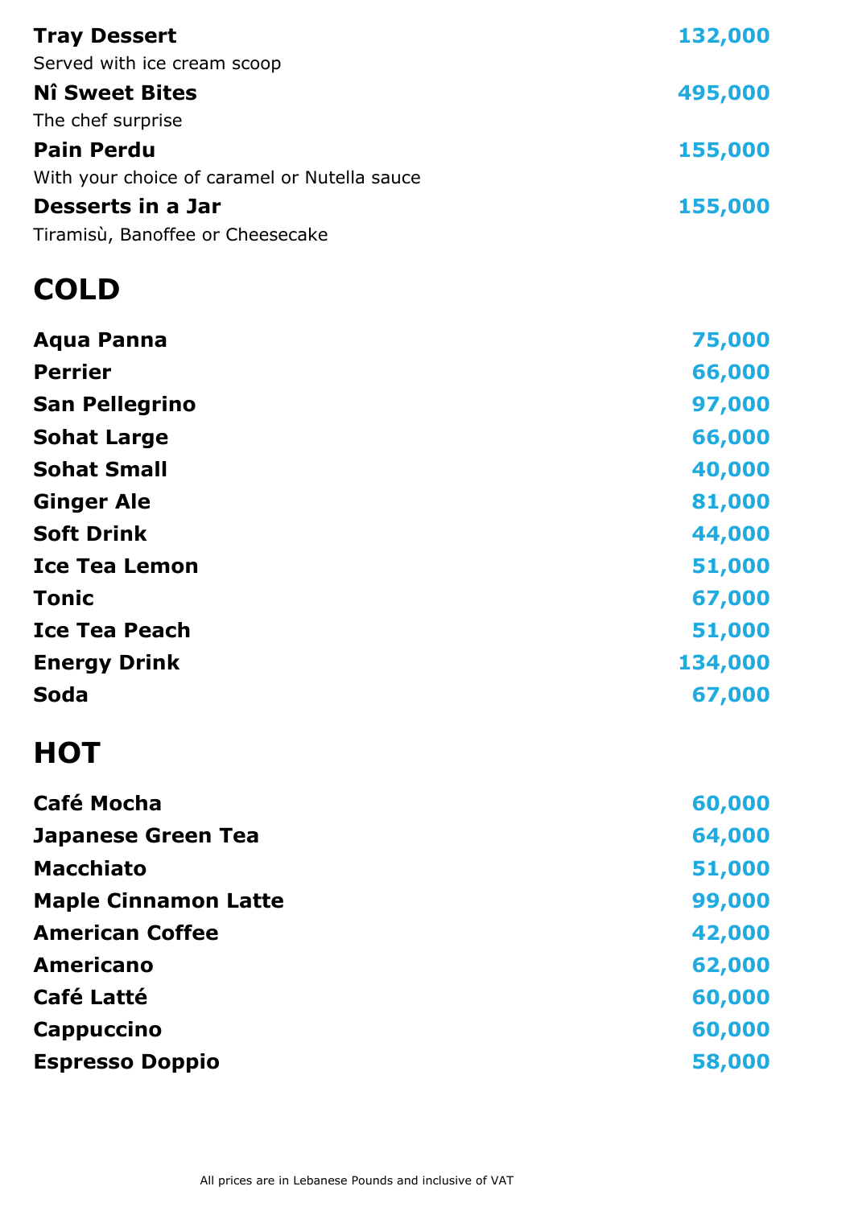**Tray Dessert** 132,000
Served with ice cream scoop

**Nî Sweet Bites** 495,000
The chef surprise

**Pain Perdu** 155,000
With your choice of caramel or Nutella sauce

**Desserts in a Jar** 155,000
Tiramisù, Banoffee or Cheesecake

# COLD

| Item | Price |
| --- | --- |
| **Aqua Panna** | 75,000 |
| **Perrier** | 66,000 |
| **San Pellegrino** | 97,000 |
| **Sohat Large** | 66,000 |
| **Sohat Small** | 40,000 |
| **Ginger Ale** | 81,000 |
| **Soft Drink** | 44,000 |
| **Ice Tea Lemon** | 51,000 |
| **Tonic** | 67,000 |
| **Ice Tea Peach** | 51,000 |
| **Energy Drink** | 134,000 |
| **Soda** | 67,000 |

# HOT

| Item | Price |
| --- | --- |
| **Café Mocha** | 60,000 |
| **Japanese Green Tea** | 64,000 |
| **Macchiato** | 51,000 |
| **Maple Cinnamon Latte** | 99,000 |
| **American Coffee** | 42,000 |
| **Americano** | 62,000 |
| **Café Latté** | 60,000 |
| **Cappuccino** | 60,000 |
| **Espresso Doppio** | 58,000 |

All prices are in Lebanese Pounds and inclusive of VAT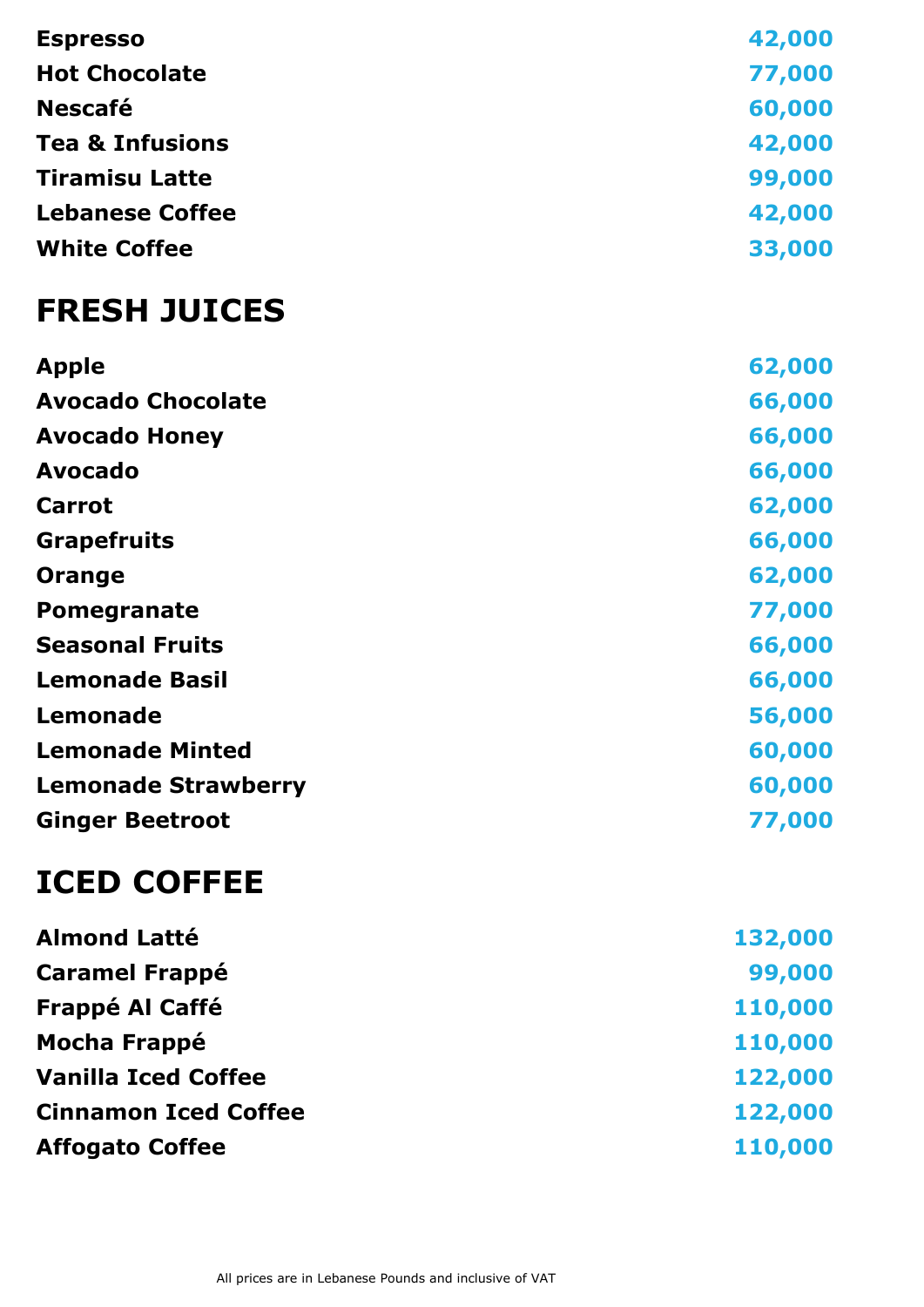| | |
|---|---|
| **Espresso** | **42,000** |
| **Hot Chocolate** | **77,000** |
| **Nescafé** | **60,000** |
| **Tea & Infusions** | **42,000** |
| **Tiramisu Latte** | **99,000** |
| **Lebanese Coffee** | **42,000** |
| **White Coffee** | **33,000** |

# FRESH JUICES

| | |
|---|---|
| **Apple** | **62,000** |
| **Avocado Chocolate** | **66,000** |
| **Avocado Honey** | **66,000** |
| **Avocado** | **66,000** |
| **Carrot** | **62,000** |
| **Grapefruits** | **66,000** |
| **Orange** | **62,000** |
| **Pomegranate** | **77,000** |
| **Seasonal Fruits** | **66,000** |
| **Lemonade Basil** | **66,000** |
| **Lemonade** | **56,000** |
| **Lemonade Minted** | **60,000** |
| **Lemonade Strawberry** | **60,000** |
| **Ginger Beetroot** | **77,000** |

# ICED COFFEE

| | |
|---|---|
| **Almond Latté** | **132,000** |
| **Caramel Frappé** | **99,000** |
| **Frappé Al Caffé** | **110,000** |
| **Mocha Frappé** | **110,000** |
| **Vanilla Iced Coffee** | **122,000** |
| **Cinnamon Iced Coffee** | **122,000** |
| **Affogato Coffee** | **110,000** |

All prices are in Lebanese Pounds and inclusive of VAT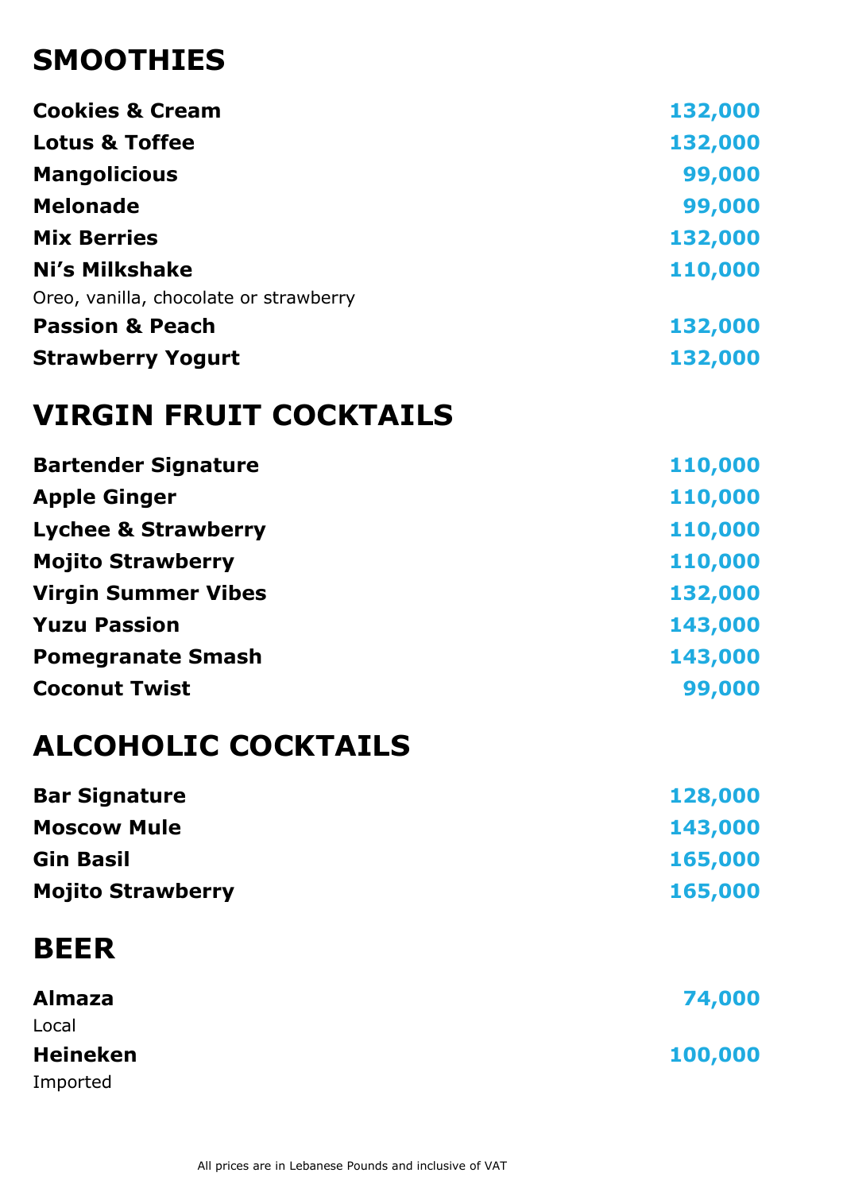# SMOOTHIES

| | |
|---|---|
| **Cookies & Cream** | **132,000** |
| **Lotus & Toffee** | **132,000** |
| **Mangolicious** | **99,000** |
| **Melonade** | **99,000** |
| **Mix Berries** | **132,000** |
| **Ni's Milkshake**<br>Oreo, vanilla, chocolate or strawberry | **110,000** |
| **Passion & Peach** | **132,000** |
| **Strawberry Yogurt** | **132,000** |

# VIRGIN FRUIT COCKTAILS

| | |
|---|---|
| **Bartender Signature** | **110,000** |
| **Apple Ginger** | **110,000** |
| **Lychee & Strawberry** | **110,000** |
| **Mojito Strawberry** | **110,000** |
| **Virgin Summer Vibes** | **132,000** |
| **Yuzu Passion** | **143,000** |
| **Pomegranate Smash** | **143,000** |
| **Coconut Twist** | **99,000** |

# ALCOHOLIC COCKTAILS

| | |
|---|---|
| **Bar Signature** | **128,000** |
| **Moscow Mule** | **143,000** |
| **Gin Basil** | **165,000** |
| **Mojito Strawberry** | **165,000** |

# BEER

| | |
|---|---|
| **Almaza**<br>Local | **74,000** |
| **Heineken**<br>Imported | **100,000** |

All prices are in Lebanese Pounds and inclusive of VAT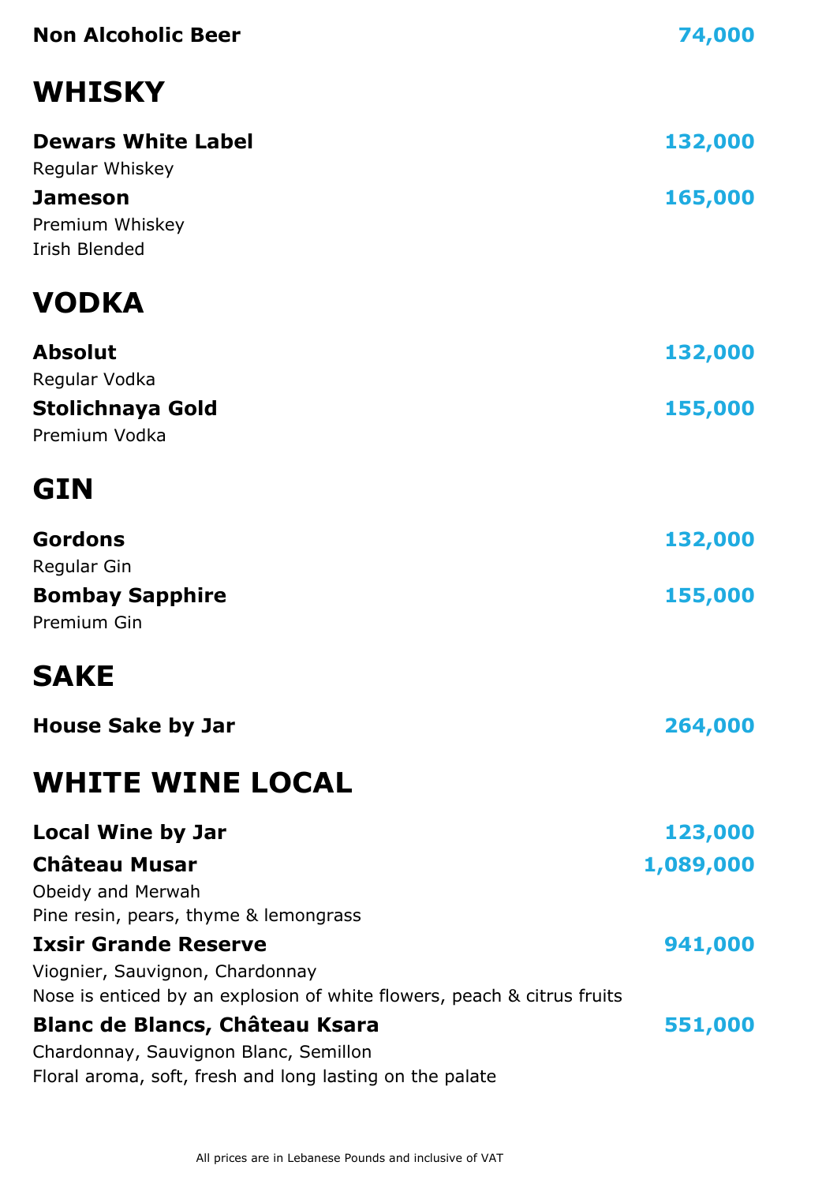**Non Alcoholic Beer** 74,000

# WHISKY

**Dewars White Label** 132,000
Regular Whiskey

**Jameson** 165,000
Premium Whiskey
Irish Blended

# VODKA

**Absolut** 132,000
Regular Vodka

**Stolichnaya Gold** 155,000
Premium Vodka

# GIN

**Gordons** 132,000
Regular Gin

**Bombay Sapphire** 155,000
Premium Gin

# SAKE

**House Sake by Jar** 264,000

# WHITE WINE LOCAL

**Local Wine by Jar** 123,000

**Château Musar** 1,089,000
Obeidy and Merwah
Pine resin, pears, thyme & lemongrass

**Ixsir Grande Reserve** 941,000
Viognier, Sauvignon, Chardonnay
Nose is enticed by an explosion of white flowers, peach & citrus fruits

**Blanc de Blancs, Château Ksara** 551,000
Chardonnay, Sauvignon Blanc, Semillon
Floral aroma, soft, fresh and long lasting on the palate

All prices are in Lebanese Pounds and inclusive of VAT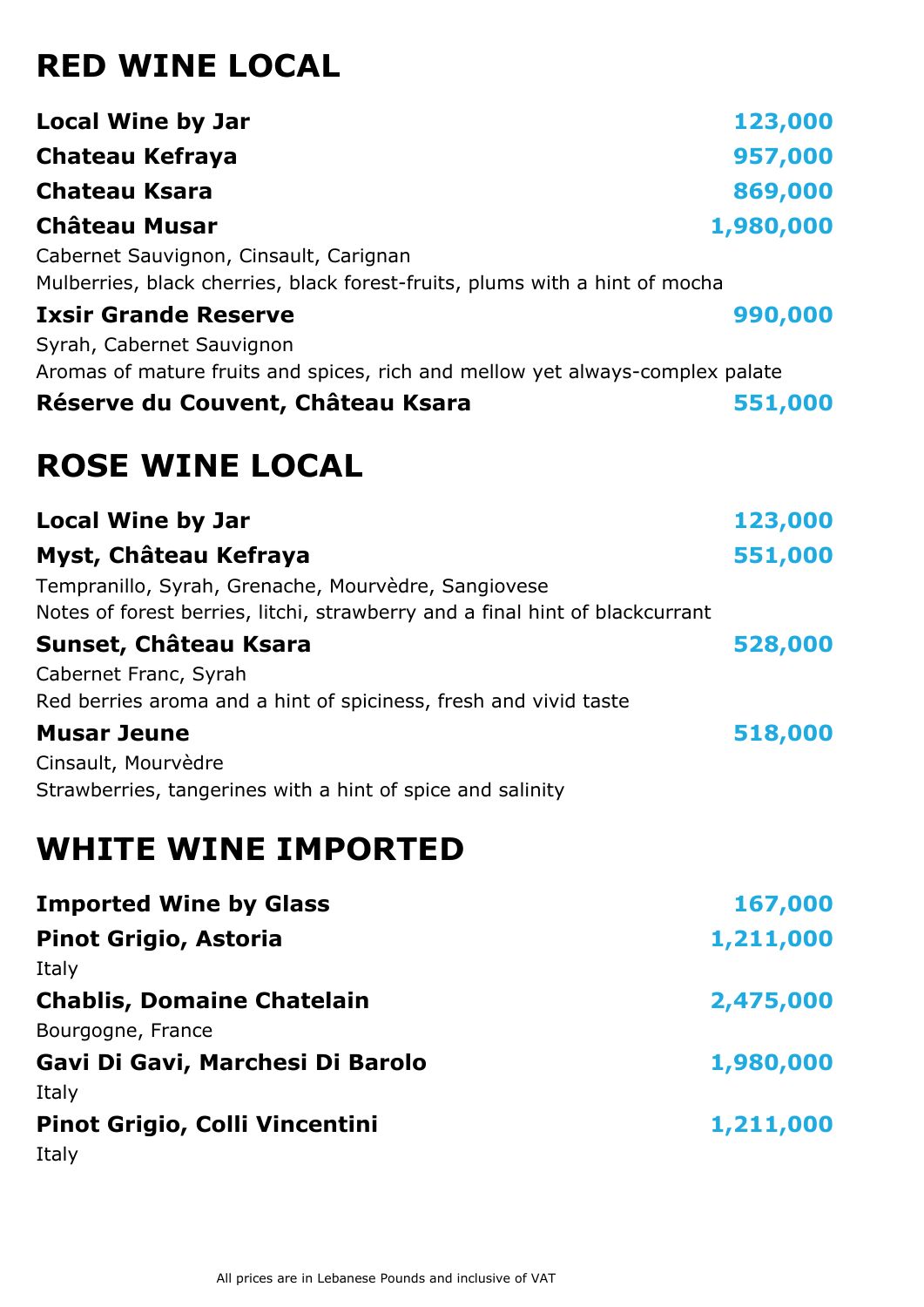# RED WINE LOCAL

**Local Wine by Jar** **123,000**

**Chateau Kefraya** **957,000**

**Chateau Ksara** **869,000**

**Château Musar** **1,980,000**
Cabernet Sauvignon, Cinsault, Carignan
Mulberries, black cherries, black forest-fruits, plums with a hint of mocha

**Ixsir Grande Reserve** **990,000**
Syrah, Cabernet Sauvignon
Aromas of mature fruits and spices, rich and mellow yet always-complex palate

**Réserve du Couvent, Château Ksara** **551,000**

# ROSE WINE LOCAL

**Local Wine by Jar** **123,000**

**Myst, Château Kefraya** **551,000**
Tempranillo, Syrah, Grenache, Mourvèdre, Sangiovese
Notes of forest berries, litchi, strawberry and a final hint of blackcurrant

**Sunset, Château Ksara** **528,000**
Cabernet Franc, Syrah
Red berries aroma and a hint of spiciness, fresh and vivid taste

**Musar Jeune** **518,000**
Cinsault, Mourvèdre
Strawberries, tangerines with a hint of spice and salinity

# WHITE WINE IMPORTED

**Imported Wine by Glass** **167,000**

**Pinot Grigio, Astoria** **1,211,000**
Italy

**Chablis, Domaine Chatelain** **2,475,000**
Bourgogne, France

**Gavi Di Gavi, Marchesi Di Barolo** **1,980,000**
Italy

**Pinot Grigio, Colli Vincentini** **1,211,000**
Italy

All prices are in Lebanese Pounds and inclusive of VAT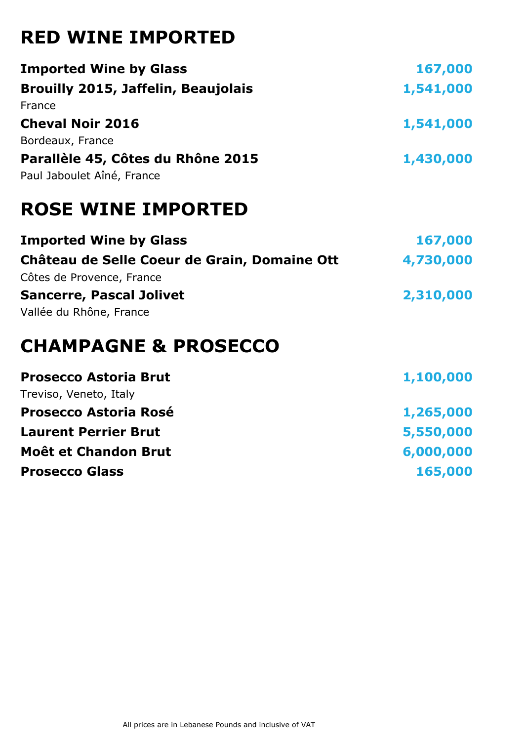# RED WINE IMPORTED

**Imported Wine by Glass** **167,000**

**Brouilly 2015, Jaffelin, Beaujolais** **1,541,000**
France

**Cheval Noir 2016** **1,541,000**
Bordeaux, France

**Parallèle 45, Côtes du Rhône 2015** **1,430,000**
Paul Jaboulet Aîné, France

# ROSE WINE IMPORTED

**Imported Wine by Glass** **167,000**

**Château de Selle Coeur de Grain, Domaine Ott** **4,730,000**
Côtes de Provence, France

**Sancerre, Pascal Jolivet** **2,310,000**
Vallée du Rhône, France

# CHAMPAGNE & PROSECCO

**Prosecco Astoria Brut** **1,100,000**
Treviso, Veneto, Italy

**Prosecco Astoria Rosé** **1,265,000**

**Laurent Perrier Brut** **5,550,000**

**Moêt et Chandon Brut** **6,000,000**

**Prosecco Glass** **165,000**

All prices are in Lebanese Pounds and inclusive of VAT